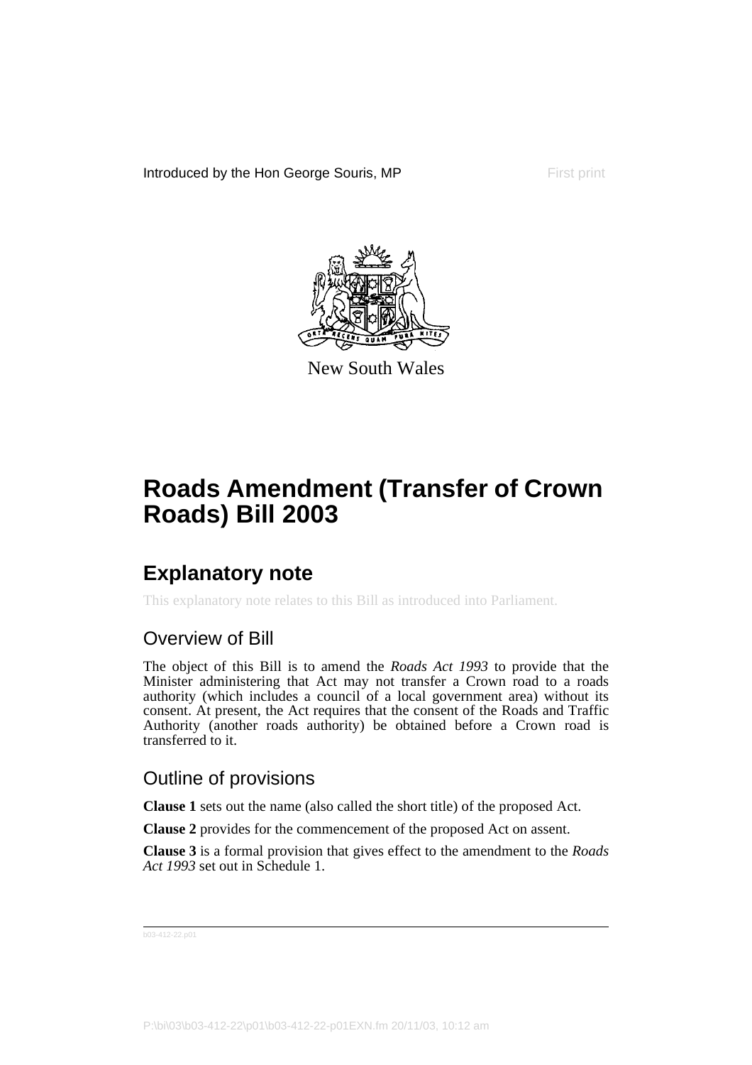Introduced by the Hon George Souris, MP

First print

New South Wales

# Roads Amendment (Transfer of Crown Roads) Bill 2003

## Explanatory note

This explanatory note relates to this Bill as introduced into Parliament.

### Overview of Bill

The object of this Bill is to amend the *Roads Act 1993* to provide that the Minister administering that Act may not transfer a Crown road to a roads authority (which includes a council of a local government area) without its consent. At present, the Act requires that the consent of the Roads and Traffic Authority (another roads authority) be obtained before a Crown road is transferred to it.

### Outline of provisions

**Clause 1** sets out the name (also called the short title) of the proposed Act.

**Clause 2** provides for the commencement of the proposed Act on assent.

**Clause 3** is a formal provision that gives effect to the amendment to the *Roads Act 1993* set out in Schedule 1.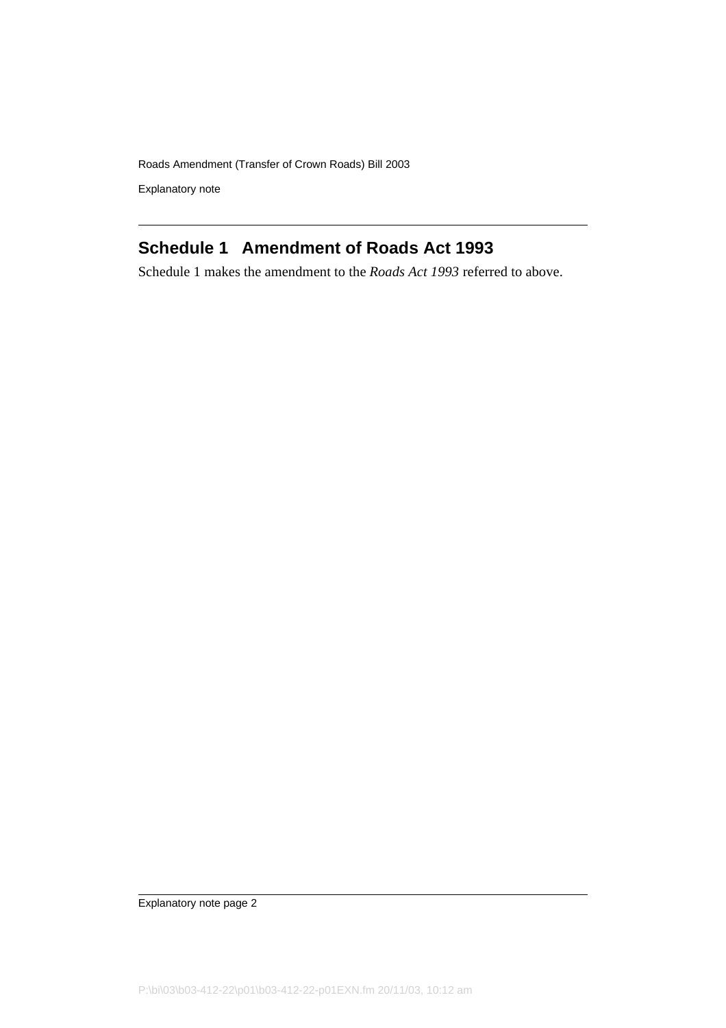## Schedule 1 Amendment of Roads Act 1993

Schedule 1 makes the amendment to the *Roads Act 1993* referred to above.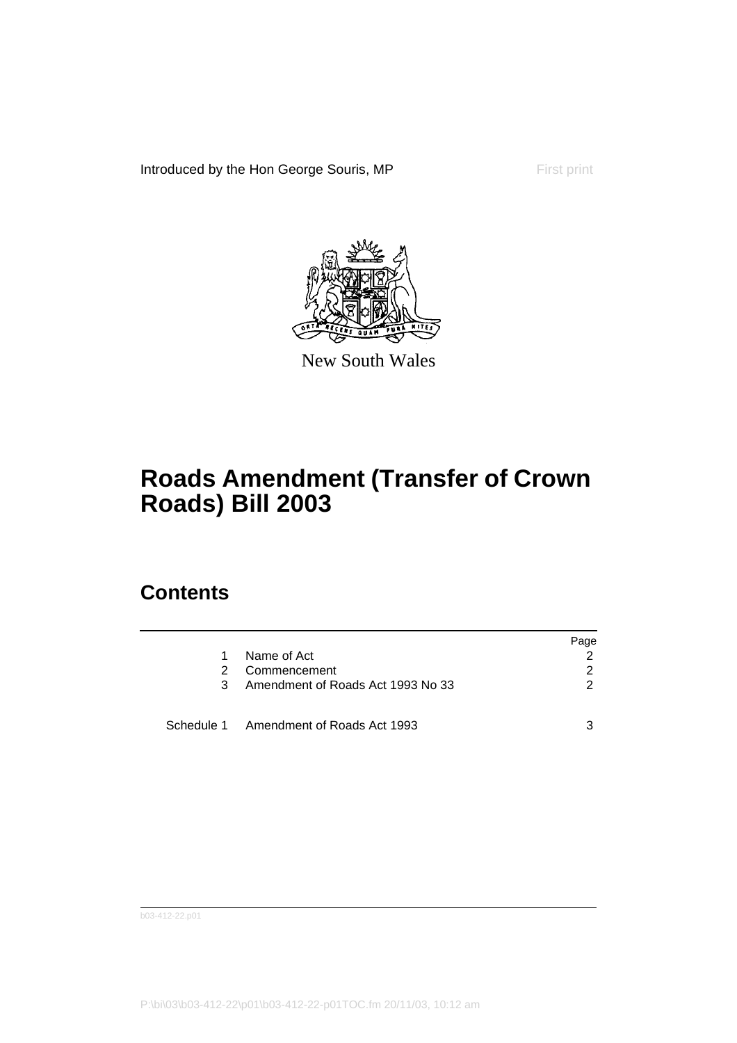Introduced by the Hon George Souris, MP

First print

New South Wales

# Roads Amendment (Transfer of Crown Roads) Bill 2003

## Contents

| | | Page |
|---|---|---|
| 1 | Name of Act | 2 |
| 2 | Commencement | 2 |
| 3 | Amendment of Roads Act 1993 No 33 | 2 |
| Schedule 1 | Amendment of Roads Act 1993 | 3 |

b03-412-22.p01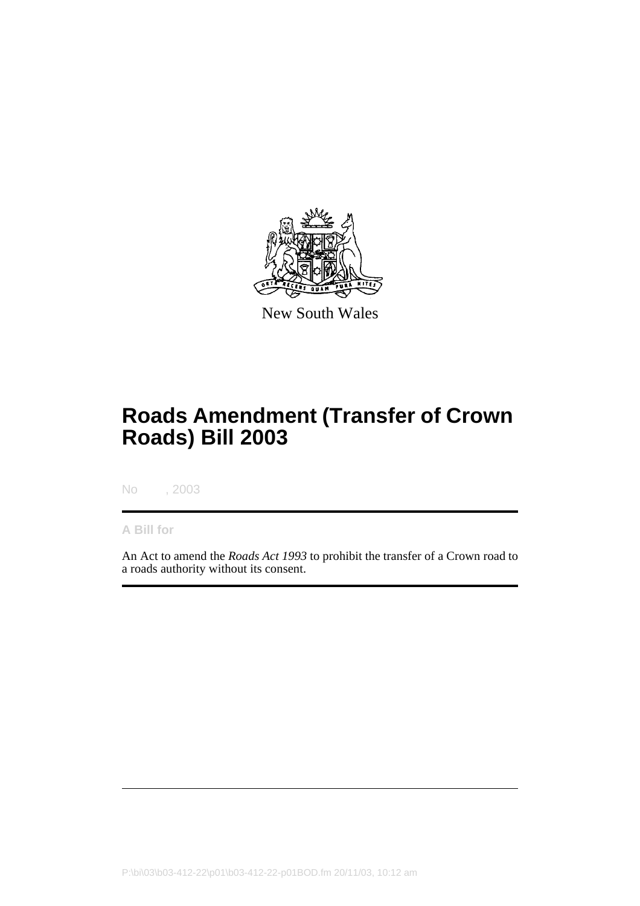New South Wales

# Roads Amendment (Transfer of Crown Roads) Bill 2003

No , 2003

**A Bill for**

An Act to amend the *Roads Act 1993* to prohibit the transfer of a Crown road to a roads authority without its consent.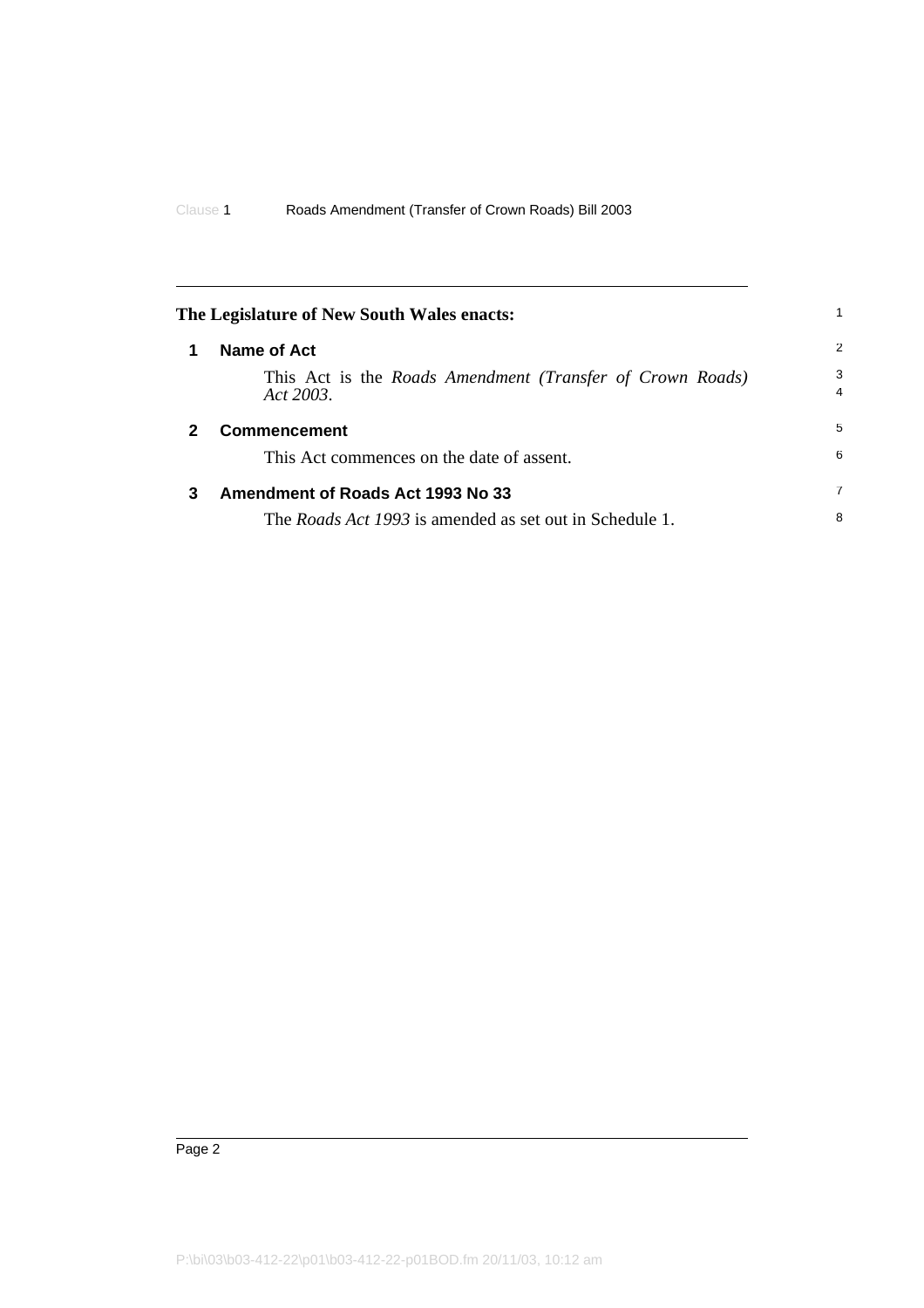**The Legislature of New South Wales enacts:**

## 1 Name of Act

This Act is the *Roads Amendment (Transfer of Crown Roads) Act 2003*.

## 2 Commencement

This Act commences on the date of assent.

## 3 Amendment of Roads Act 1993 No 33

The *Roads Act 1993* is amended as set out in Schedule 1.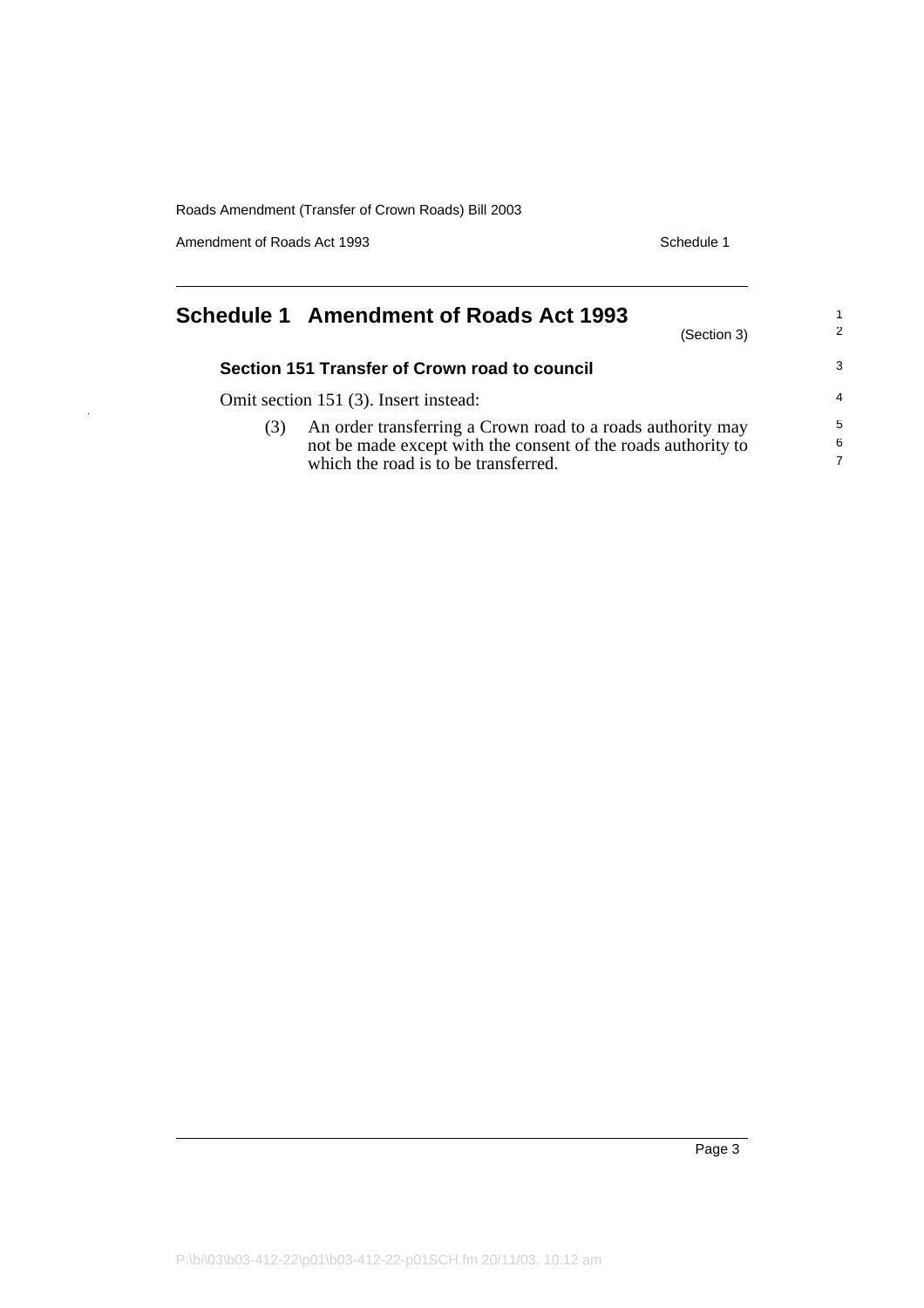# Schedule 1 Amendment of Roads Act 1993

(Section 3)

### Section 151 Transfer of Crown road to council

Omit section 151 (3). Insert instead:

(3) An order transferring a Crown road to a roads authority may not be made except with the consent of the roads authority to which the road is to be transferred.